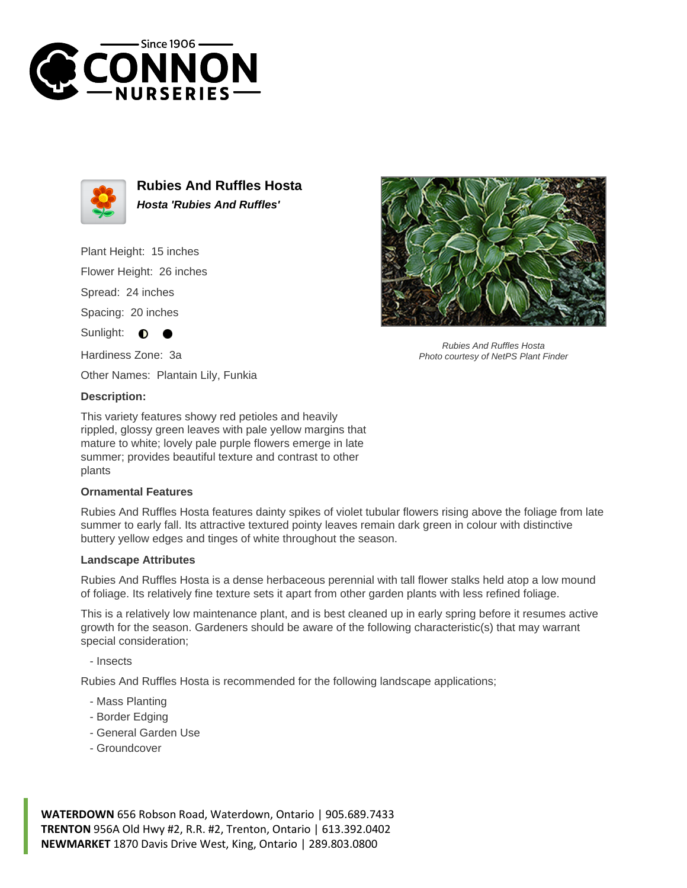Since 1906
CONNON
NURSERIES

## Rubies And Ruffles Hosta

***Hosta 'Rubies And Ruffles'***

Plant Height: 15 inches

Flower Height: 26 inches

Spread: 24 inches

Spacing: 20 inches

Sunlight: ◐ ●

Hardiness Zone: 3a

Other Names: Plantain Lily, Funkia

*Rubies And Ruffles Hosta*
*Photo courtesy of NetPS Plant Finder*

**Description:**

This variety features showy red petioles and heavily rippled, glossy green leaves with pale yellow margins that mature to white; lovely pale purple flowers emerge in late summer; provides beautiful texture and contrast to other plants

**Ornamental Features**

Rubies And Ruffles Hosta features dainty spikes of violet tubular flowers rising above the foliage from late summer to early fall. Its attractive textured pointy leaves remain dark green in colour with distinctive buttery yellow edges and tinges of white throughout the season.

**Landscape Attributes**

Rubies And Ruffles Hosta is a dense herbaceous perennial with tall flower stalks held atop a low mound of foliage. Its relatively fine texture sets it apart from other garden plants with less refined foliage.

This is a relatively low maintenance plant, and is best cleaned up in early spring before it resumes active growth for the season. Gardeners should be aware of the following characteristic(s) that may warrant special consideration;

- Insects

Rubies And Ruffles Hosta is recommended for the following landscape applications;

- Mass Planting
- Border Edging
- General Garden Use
- Groundcover

**WATERDOWN** 656 Robson Road, Waterdown, Ontario | 905.689.7433
**TRENTON** 956A Old Hwy #2, R.R. #2, Trenton, Ontario | 613.392.0402
**NEWMARKET** 1870 Davis Drive West, King, Ontario | 289.803.0800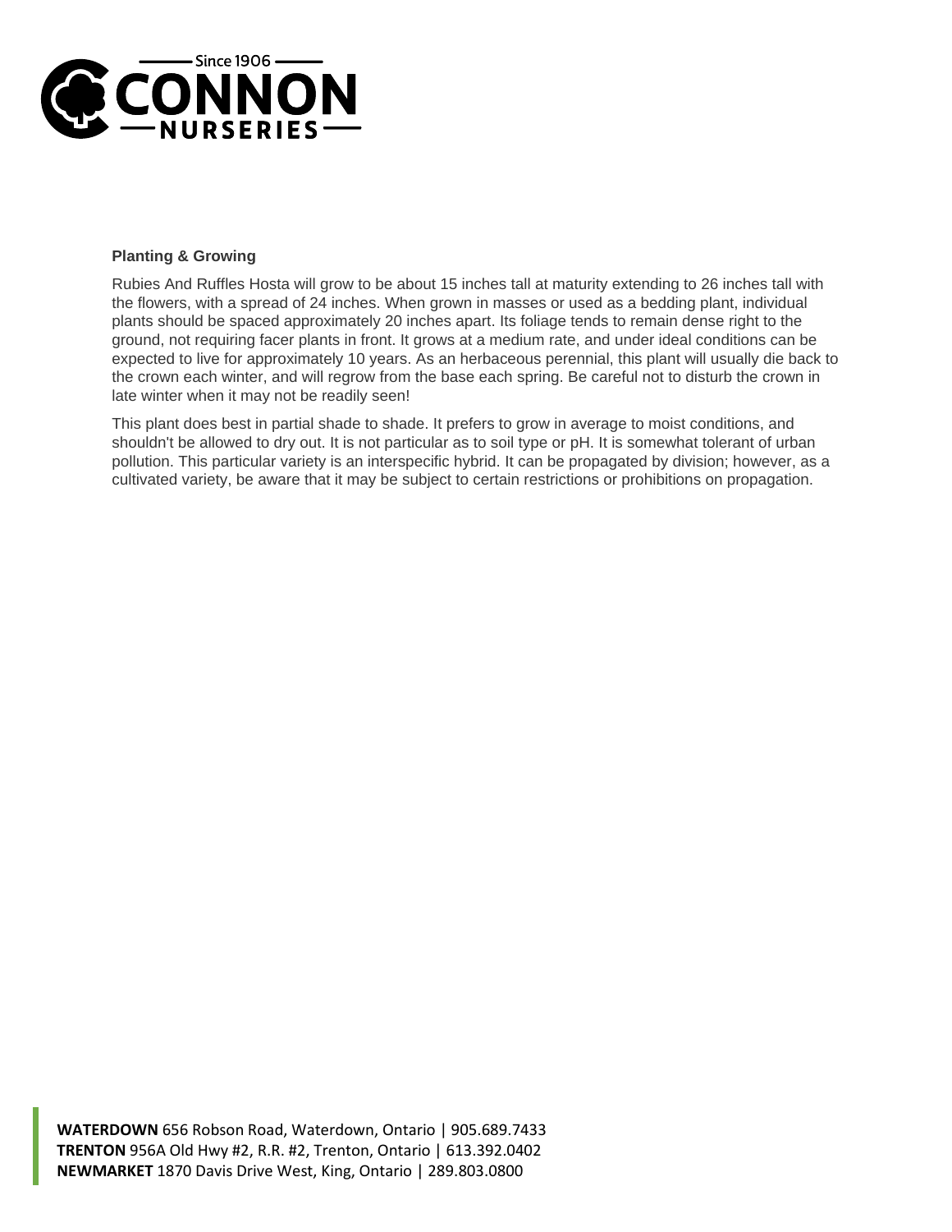**Planting & Growing**

Rubies And Ruffles Hosta will grow to be about 15 inches tall at maturity extending to 26 inches tall with the flowers, with a spread of 24 inches. When grown in masses or used as a bedding plant, individual plants should be spaced approximately 20 inches apart. Its foliage tends to remain dense right to the ground, not requiring facer plants in front. It grows at a medium rate, and under ideal conditions can be expected to live for approximately 10 years. As an herbaceous perennial, this plant will usually die back to the crown each winter, and will regrow from the base each spring. Be careful not to disturb the crown in late winter when it may not be readily seen!

This plant does best in partial shade to shade. It prefers to grow in average to moist conditions, and shouldn't be allowed to dry out. It is not particular as to soil type or pH. It is somewhat tolerant of urban pollution. This particular variety is an interspecific hybrid. It can be propagated by division; however, as a cultivated variety, be aware that it may be subject to certain restrictions or prohibitions on propagation.